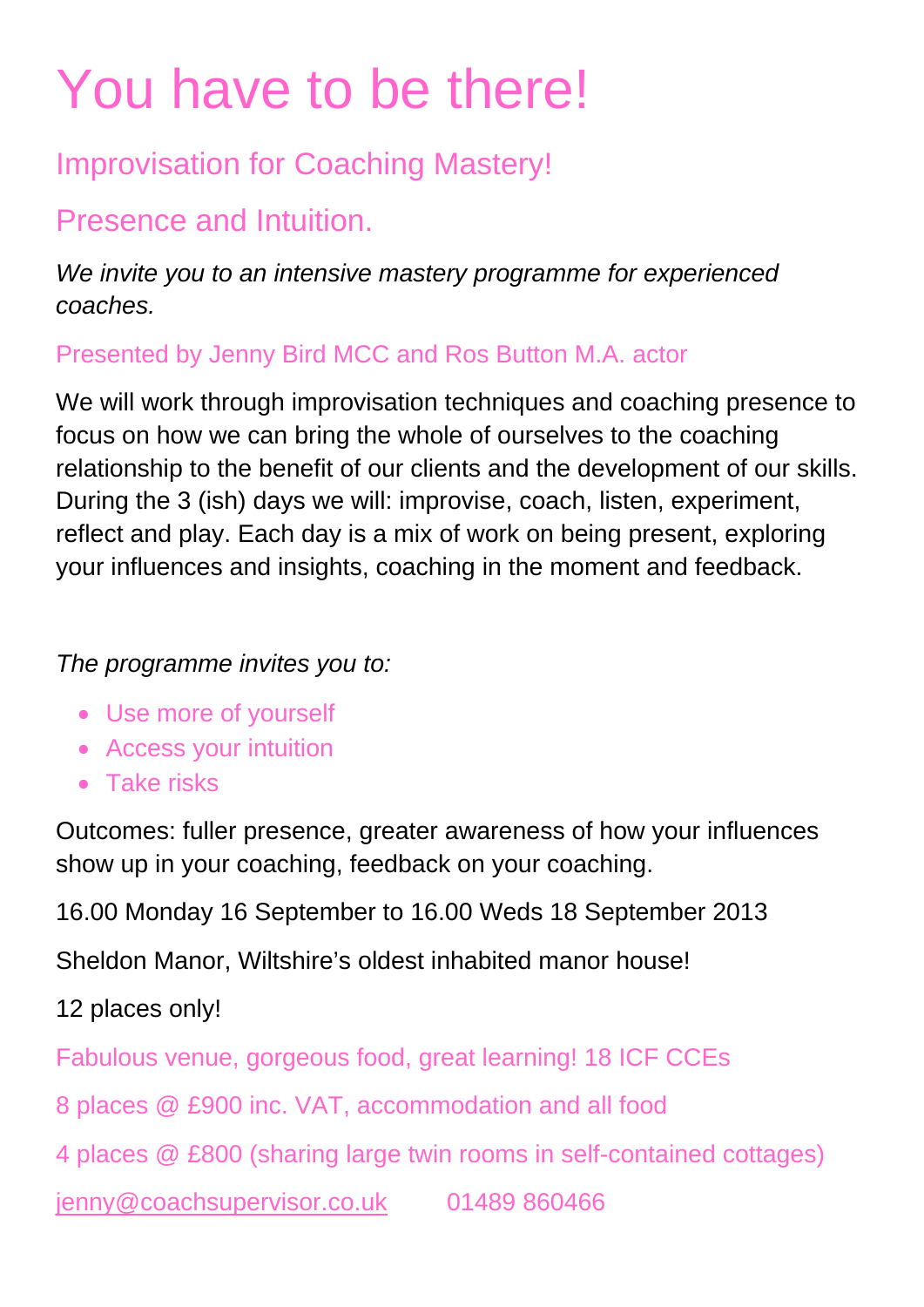# You have to be there!

## Improvisation for Coaching Mastery!

## Presence and Intuition.

*We invite you to an intensive mastery programme for experienced coaches.*

Presented by Jenny Bird MCC and Ros Button M.A. actor

We will work through improvisation techniques and coaching presence to focus on how we can bring the whole of ourselves to the coaching relationship to the benefit of our clients and the development of our skills. During the 3 (ish) days we will: improvise, coach, listen, experiment, reflect and play. Each day is a mix of work on being present, exploring your influences and insights, coaching in the moment and feedback.

*The programme invites you to:*

- Use more of yourself
- Access your intuition
- Take risks

Outcomes: fuller presence, greater awareness of how your influences show up in your coaching, feedback on your coaching.

16.00 Monday 16 September to 16.00 Weds 18 September 2013

Sheldon Manor, Wiltshire's oldest inhabited manor house!

12 places only!

Fabulous venue, gorgeous food, great learning! 18 ICF CCEs

8 places @ £900 inc. VAT, accommodation and all food

4 places @ £800 (sharing large twin rooms in self-contained cottages)

jenny@coachsupervisor.co.uk 01489 860466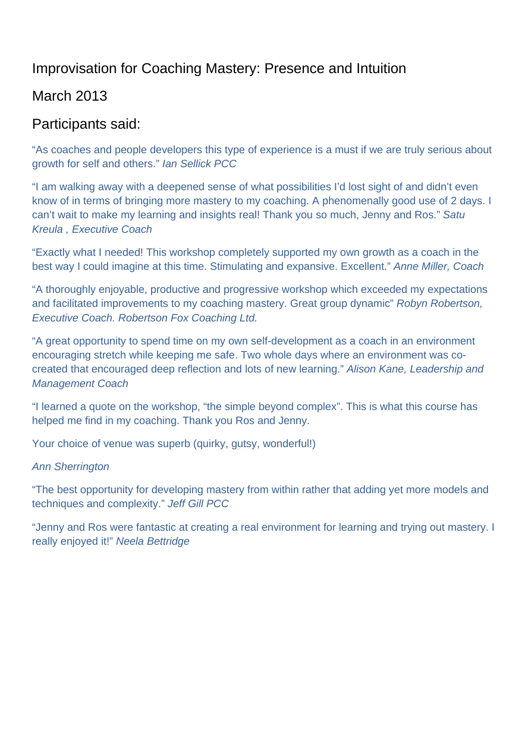## Improvisation for Coaching Mastery: Presence and Intuition

## March 2013

## Participants said:

“As coaches and people developers this type of experience is a must if we are truly serious about growth for self and others.” *Ian Sellick PCC*

“I am walking away with a deepened sense of what possibilities I’d lost sight of and didn’t even know of in terms of bringing more mastery to my coaching. A phenomenally good use of 2 days. I can’t wait to make my learning and insights real! Thank you so much, Jenny and Ros.” *Satu Kreula , Executive Coach*

“Exactly what I needed! This workshop completely supported my own growth as a coach in the best way I could imagine at this time. Stimulating and expansive. Excellent.” *Anne Miller, Coach*

“A thoroughly enjoyable, productive and progressive workshop which exceeded my expectations and facilitated improvements to my coaching mastery. Great group dynamic” *Robyn Robertson, Executive Coach. Robertson Fox Coaching Ltd.*

“A great opportunity to spend time on my own self-development as a coach in an environment encouraging stretch while keeping me safe. Two whole days where an environment was co-created that encouraged deep reflection and lots of new learning.” *Alison Kane, Leadership and Management Coach*

“I learned a quote on the workshop, “the simple beyond complex”. This is what this course has helped me find in my coaching. Thank you Ros and Jenny.

Your choice of venue was superb (quirky, gutsy, wonderful!)

*Ann Sherrington*

“The best opportunity for developing mastery from within rather that adding yet more models and techniques and complexity.” *Jeff Gill PCC*

“Jenny and Ros were fantastic at creating a real environment for learning and trying out mastery. I really enjoyed it!” *Neela Bettridge*